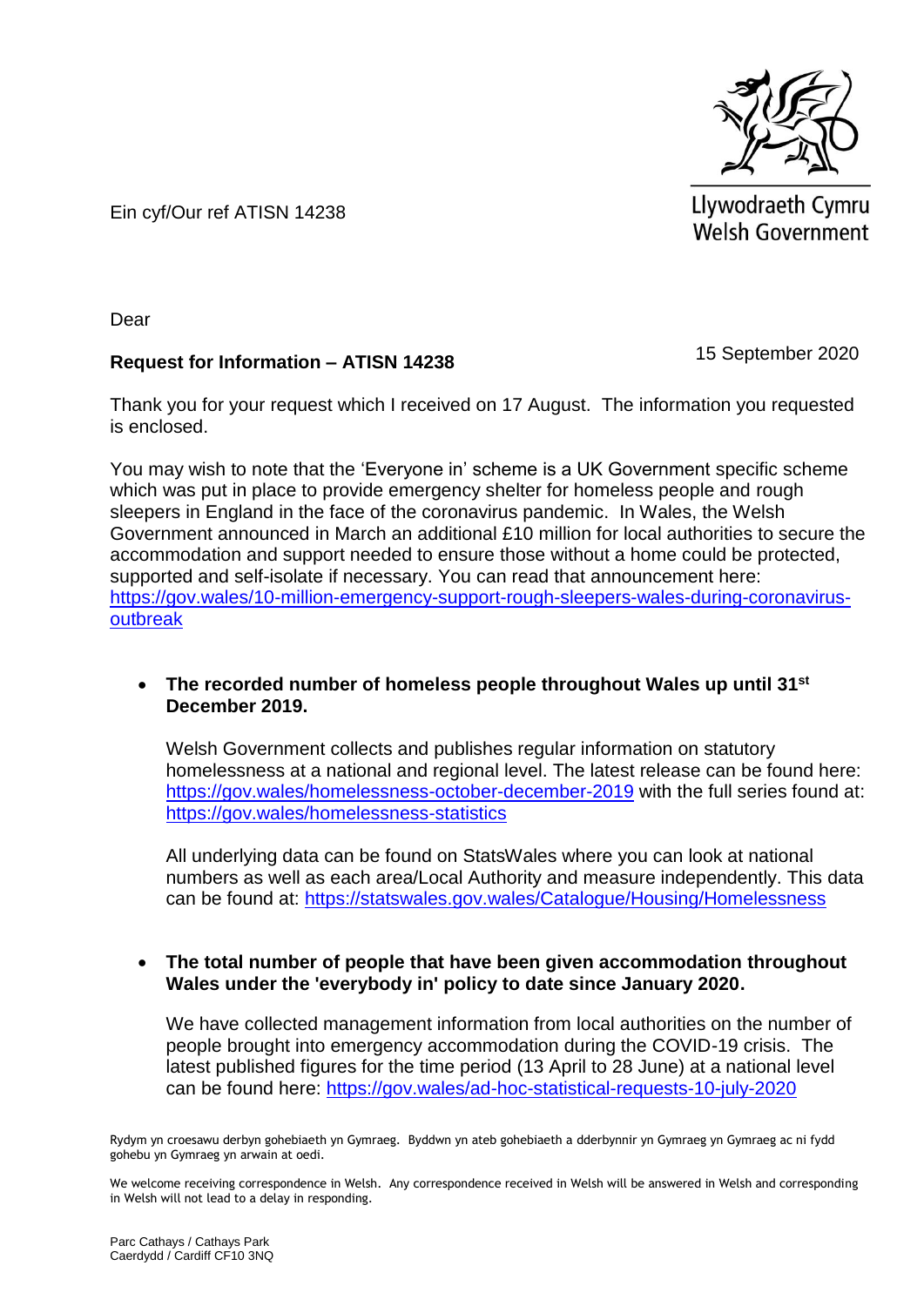Llywodraeth Cymru
Welsh Government

Ein cyf/Our ref ATISN 14238

Dear

15 September 2020

**Request for Information – ATISN 14238**

Thank you for your request which I received on 17 August. The information you requested is enclosed.

You may wish to note that the 'Everyone in' scheme is a UK Government specific scheme which was put in place to provide emergency shelter for homeless people and rough sleepers in England in the face of the coronavirus pandemic. In Wales, the Welsh Government announced in March an additional £10 million for local authorities to secure the accommodation and support needed to ensure those without a home could be protected, supported and self-isolate if necessary. You can read that announcement here: https://gov.wales/10-million-emergency-support-rough-sleepers-wales-during-coronavirus-outbreak

- **The recorded number of homeless people throughout Wales up until 31st December 2019.**

  Welsh Government collects and publishes regular information on statutory homelessness at a national and regional level. The latest release can be found here: https://gov.wales/homelessness-october-december-2019 with the full series found at: https://gov.wales/homelessness-statistics

  All underlying data can be found on StatsWales where you can look at national numbers as well as each area/Local Authority and measure independently. This data can be found at: https://statswales.gov.wales/Catalogue/Housing/Homelessness

- **The total number of people that have been given accommodation throughout Wales under the 'everybody in' policy to date since January 2020.**

  We have collected management information from local authorities on the number of people brought into emergency accommodation during the COVID-19 crisis. The latest published figures for the time period (13 April to 28 June) at a national level can be found here: https://gov.wales/ad-hoc-statistical-requests-10-july-2020

Rydym yn croesawu derbyn gohebiaeth yn Gymraeg. Byddwn yn ateb gohebiaeth a dderbynnir yn Gymraeg yn Gymraeg ac ni fydd gohebu yn Gymraeg yn arwain at oedi.

We welcome receiving correspondence in Welsh. Any correspondence received in Welsh will be answered in Welsh and corresponding in Welsh will not lead to a delay in responding.

Parc Cathays / Cathays Park
Caerdydd / Cardiff CF10 3NQ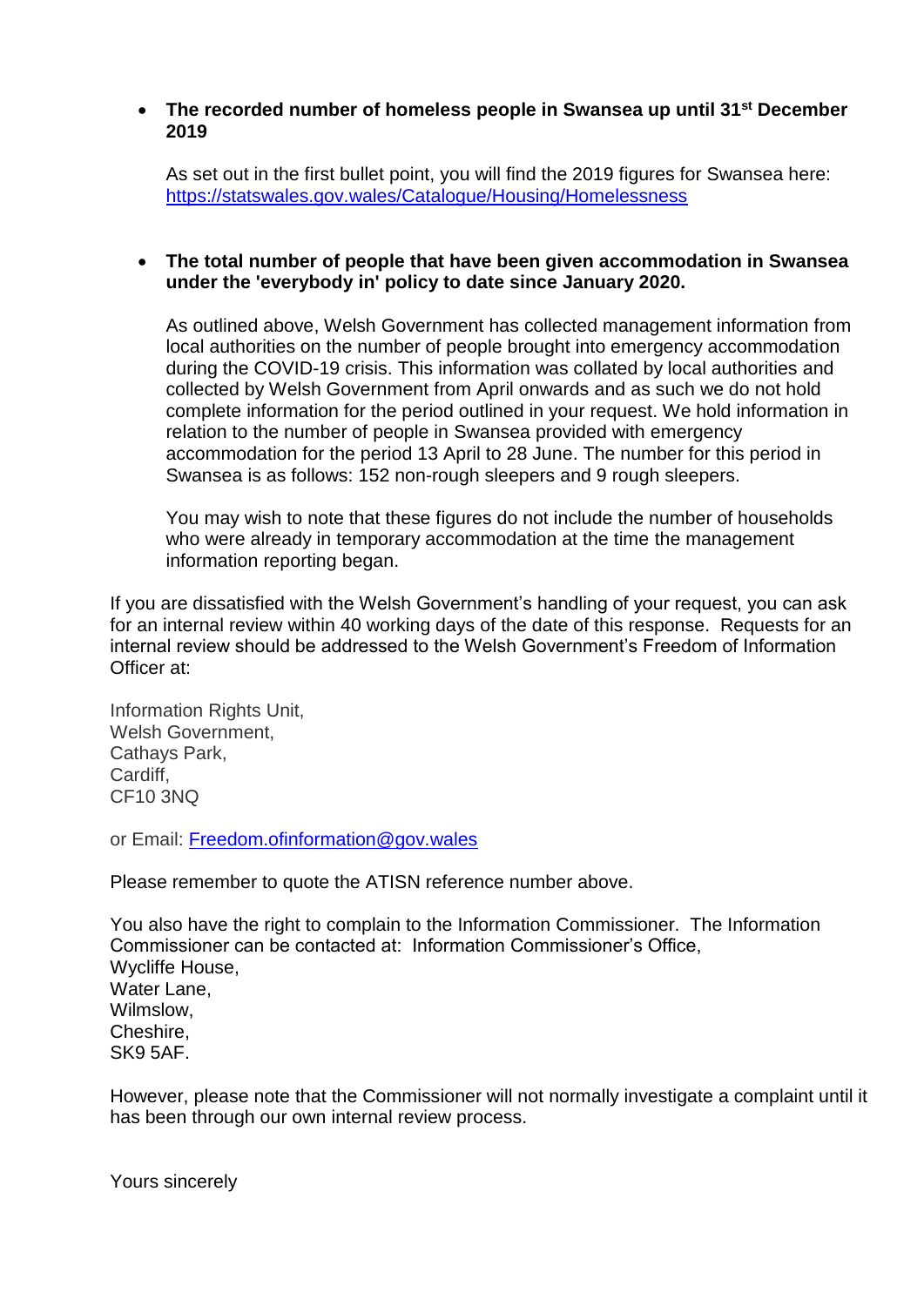- **The recorded number of homeless people in Swansea up until 31st December 2019**

  As set out in the first bullet point, you will find the 2019 figures for Swansea here: https://statswales.gov.wales/Catalogue/Housing/Homelessness

- **The total number of people that have been given accommodation in Swansea under the 'everybody in' policy to date since January 2020.**

  As outlined above, Welsh Government has collected management information from local authorities on the number of people brought into emergency accommodation during the COVID-19 crisis. This information was collated by local authorities and collected by Welsh Government from April onwards and as such we do not hold complete information for the period outlined in your request. We hold information in relation to the number of people in Swansea provided with emergency accommodation for the period 13 April to 28 June. The number for this period in Swansea is as follows: 152 non-rough sleepers and 9 rough sleepers.

  You may wish to note that these figures do not include the number of households who were already in temporary accommodation at the time the management information reporting began.

If you are dissatisfied with the Welsh Government's handling of your request, you can ask for an internal review within 40 working days of the date of this response. Requests for an internal review should be addressed to the Welsh Government's Freedom of Information Officer at:

Information Rights Unit,
Welsh Government,
Cathays Park,
Cardiff,
CF10 3NQ

or Email: Freedom.ofinformation@gov.wales

Please remember to quote the ATISN reference number above.

You also have the right to complain to the Information Commissioner. The Information Commissioner can be contacted at: Information Commissioner's Office,
Wycliffe House,
Water Lane,
Wilmslow,
Cheshire,
SK9 5AF.

However, please note that the Commissioner will not normally investigate a complaint until it has been through our own internal review process.

Yours sincerely